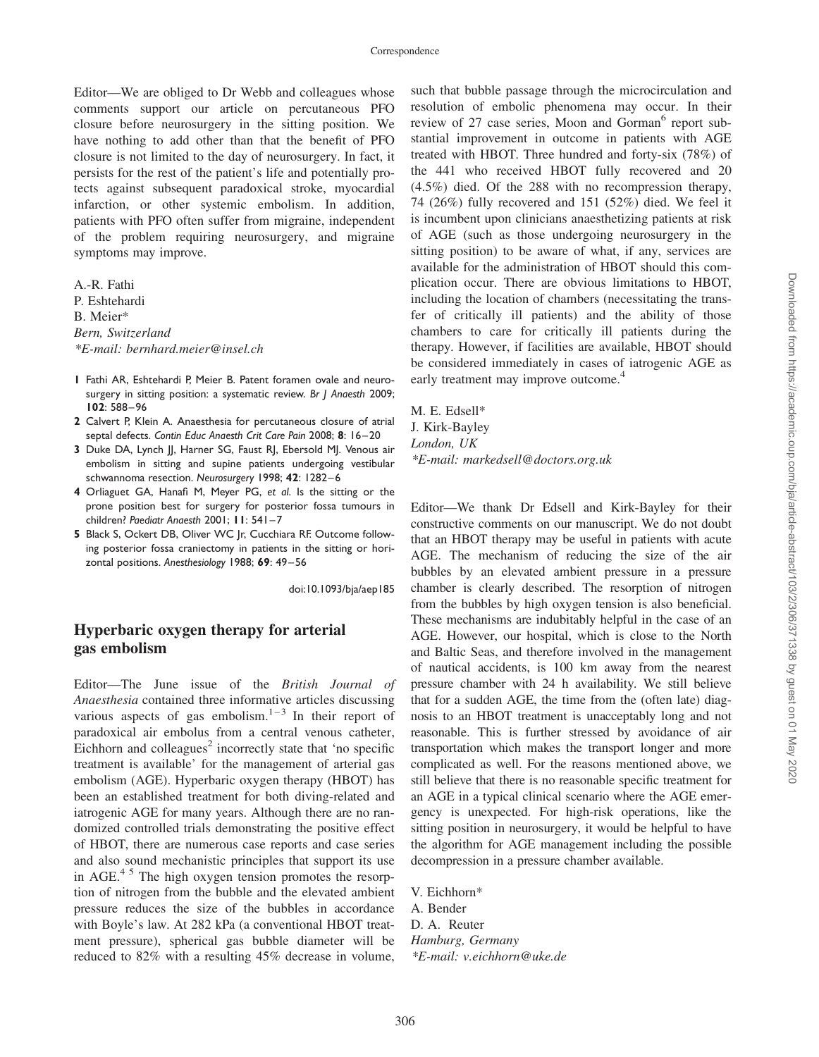Editor—We are obliged to Dr Webb and colleagues whose comments support our article on percutaneous PFO closure before neurosurgery in the sitting position. We have nothing to add other than that the benefit of PFO closure is not limited to the day of neurosurgery. In fact, it persists for the rest of the patient's life and potentially protects against subsequent paradoxical stroke, myocardial infarction, or other systemic embolism. In addition, patients with PFO often suffer from migraine, independent of the problem requiring neurosurgery, and migraine symptoms may improve.

A.-R. Fathi
P. Eshtehardi
B. Meier*
*Bern, Switzerland*
*\*E-mail: bernhard.meier@insel.ch*

1 Fathi AR, Eshtehardi P, Meier B. Patent foramen ovale and neurosurgery in sitting position: a systematic review. *Br J Anaesth* 2009; **102**: 588–96
2 Calvert P, Klein A. Anaesthesia for percutaneous closure of atrial septal defects. *Contin Educ Anaesth Crit Care Pain* 2008; **8**: 16–20
3 Duke DA, Lynch JJ, Harner SG, Faust RJ, Ebersold MJ. Venous air embolism in sitting and supine patients undergoing vestibular schwannoma resection. *Neurosurgery* 1998; **42**: 1282–6
4 Orliaguet GA, Hanafi M, Meyer PG, *et al.* Is the sitting or the prone position best for surgery for posterior fossa tumours in children? *Paediatr Anaesth* 2001; **11**: 541–7
5 Black S, Ockert DB, Oliver WC Jr, Cucchiara RF. Outcome following posterior fossa craniectomy in patients in the sitting or horizontal positions. *Anesthesiology* 1988; **69**: 49–56

doi:10.1093/bja/aep185

## Hyperbaric oxygen therapy for arterial gas embolism

Editor—The June issue of the *British Journal of Anaesthesia* contained three informative articles discussing various aspects of gas embolism.[1–3] In their report of paradoxical air embolus from a central venous catheter, Eichhorn and colleagues[2] incorrectly state that 'no specific treatment is available' for the management of arterial gas embolism (AGE). Hyperbaric oxygen therapy (HBOT) has been an established treatment for both diving-related and iatrogenic AGE for many years. Although there are no randomized controlled trials demonstrating the positive effect of HBOT, there are numerous case reports and case series and also sound mechanistic principles that support its use in AGE.[4 5] The high oxygen tension promotes the resorption of nitrogen from the bubble and the elevated ambient pressure reduces the size of the bubbles in accordance with Boyle's law. At 282 kPa (a conventional HBOT treatment pressure), spherical gas bubble diameter will be reduced to 82% with a resulting 45% decrease in volume, such that bubble passage through the microcirculation and resolution of embolic phenomena may occur. In their review of 27 case series, Moon and Gorman[6] report substantial improvement in outcome in patients with AGE treated with HBOT. Three hundred and forty-six (78%) of the 441 who received HBOT fully recovered and 20 (4.5%) died. Of the 288 with no recompression therapy, 74 (26%) fully recovered and 151 (52%) died. We feel it is incumbent upon clinicians anaesthetizing patients at risk of AGE (such as those undergoing neurosurgery in the sitting position) to be aware of what, if any, services are available for the administration of HBOT should this complication occur. There are obvious limitations to HBOT, including the location of chambers (necessitating the transfer of critically ill patients) and the ability of those chambers to care for critically ill patients during the therapy. However, if facilities are available, HBOT should be considered immediately in cases of iatrogenic AGE as early treatment may improve outcome.[4]

M. E. Edsell*
J. Kirk-Bayley
*London, UK*
*\*E-mail: markedsell@doctors.org.uk*

Editor—We thank Dr Edsell and Kirk-Bayley for their constructive comments on our manuscript. We do not doubt that an HBOT therapy may be useful in patients with acute AGE. The mechanism of reducing the size of the air bubbles by an elevated ambient pressure in a pressure chamber is clearly described. The resorption of nitrogen from the bubbles by high oxygen tension is also beneficial. These mechanisms are indubitably helpful in the case of an AGE. However, our hospital, which is close to the North and Baltic Seas, and therefore involved in the management of nautical accidents, is 100 km away from the nearest pressure chamber with 24 h availability. We still believe that for a sudden AGE, the time from the (often late) diagnosis to an HBOT treatment is unacceptably long and not reasonable. This is further stressed by avoidance of air transportation which makes the transport longer and more complicated as well. For the reasons mentioned above, we still believe that there is no reasonable specific treatment for an AGE in a typical clinical scenario where the AGE emergency is unexpected. For high-risk operations, like the sitting position in neurosurgery, it would be helpful to have the algorithm for AGE management including the possible decompression in a pressure chamber available.

V. Eichhorn*
A. Bender
D. A. Reuter
*Hamburg, Germany*
*\*E-mail: v.eichhorn@uke.de*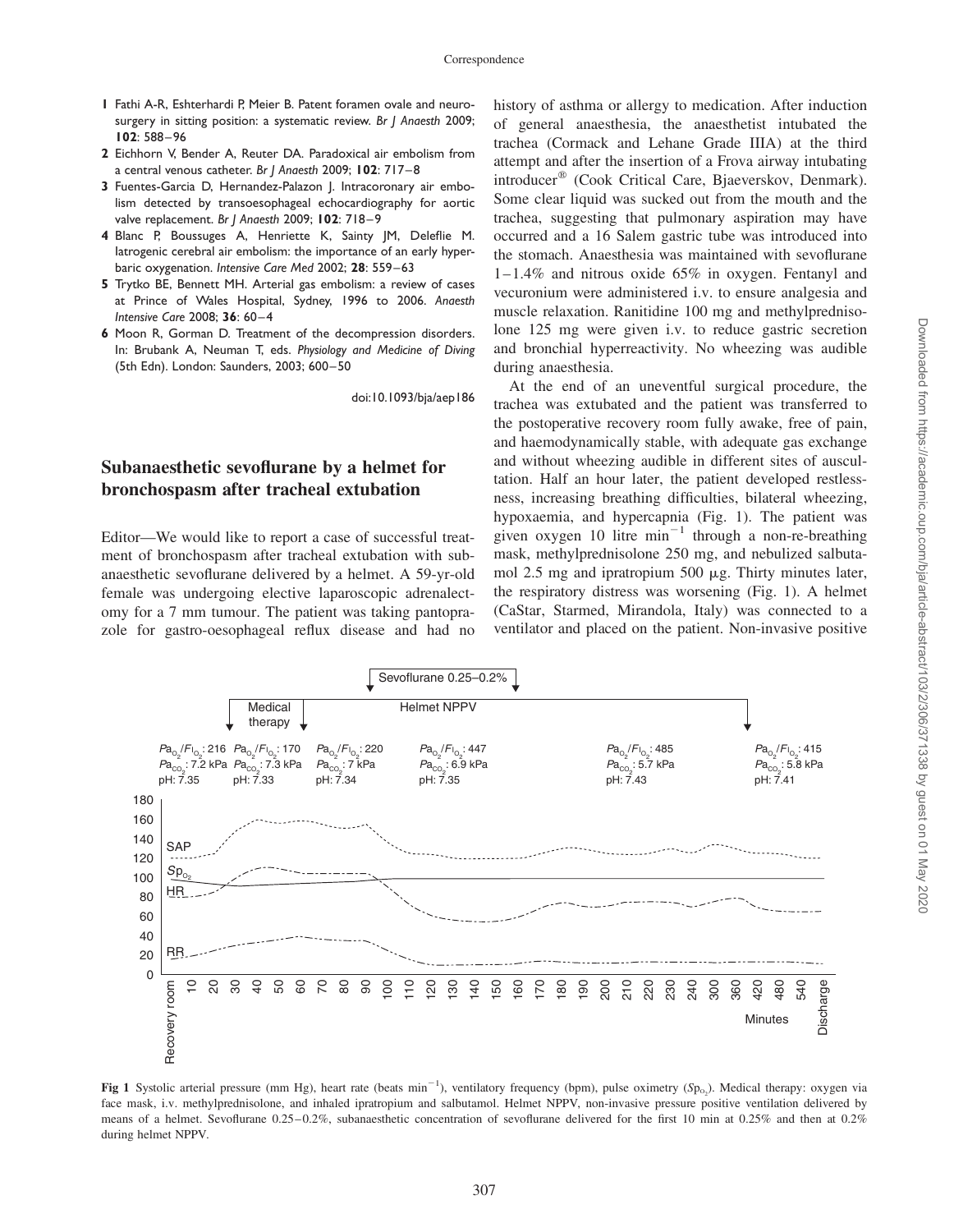1 Fathi A-R, Eshterhardi P, Meier B. Patent foramen ovale and neurosurgery in sitting position: a systematic review. *Br J Anaesth* 2009; **102**: 588–96

2 Eichhorn V, Bender A, Reuter DA. Paradoxical air embolism from a central venous catheter. *Br J Anaesth* 2009; **102**: 717–8

3 Fuentes-Garcia D, Hernandez-Palazon J. Intracoronary air embolism detected by transoesophageal echocardiography for aortic valve replacement. *Br J Anaesth* 2009; **102**: 718–9

4 Blanc P, Boussuges A, Henriette K, Sainty JM, Deleflie M. Iatrogenic cerebral air embolism: the importance of an early hyperbaric oxygenation. *Intensive Care Med* 2002; **28**: 559–63

5 Trytko BE, Bennett MH. Arterial gas embolism: a review of cases at Prince of Wales Hospital, Sydney, 1996 to 2006. *Anaesth Intensive Care* 2008; **36**: 60–4

6 Moon R, Gorman D. Treatment of the decompression disorders. In: Brubank A, Neuman T, eds. *Physiology and Medicine of Diving* (5th Edn). London: Saunders, 2003; 600–50

doi:10.1093/bja/aep186

## Subanaesthetic sevoflurane by a helmet for bronchospasm after tracheal extubation

Editor—We would like to report a case of successful treatment of bronchospasm after tracheal extubation with subanaesthetic sevoflurane delivered by a helmet. A 59-yr-old female was undergoing elective laparoscopic adrenalectomy for a 7 mm tumour. The patient was taking pantoprazole for gastro-oesophageal reflux disease and had no history of asthma or allergy to medication. After induction of general anaesthesia, the anaesthetist intubated the trachea (Cormack and Lehane Grade IIIA) at the third attempt and after the insertion of a Frova airway intubating introducer® (Cook Critical Care, Bjaeverskov, Denmark). Some clear liquid was sucked out from the mouth and the trachea, suggesting that pulmonary aspiration may have occurred and a 16 Salem gastric tube was introduced into the stomach. Anaesthesia was maintained with sevoflurane 1–1.4% and nitrous oxide 65% in oxygen. Fentanyl and vecuronium were administered i.v. to ensure analgesia and muscle relaxation. Ranitidine 100 mg and methylprednisolone 125 mg were given i.v. to reduce gastric secretion and bronchial hyperreactivity. No wheezing was audible during anaesthesia.

At the end of an uneventful surgical procedure, the trachea was extubated and the patient was transferred to the postoperative recovery room fully awake, free of pain, and haemodynamically stable, with adequate gas exchange and without wheezing audible in different sites of auscultation. Half an hour later, the patient developed restlessness, increasing breathing difficulties, bilateral wheezing, hypoxaemia, and hypercapnia (Fig. 1). The patient was given oxygen 10 litre $min^{-1}$ through a non-re-breathing mask, methylprednisolone 250 mg, and nebulized salbutamol 2.5 mg and ipratropium 500 µg. Thirty minutes later, the respiratory distress was worsening (Fig. 1). A helmet (CaStar, Starmed, Mirandola, Italy) was connected to a ventilator and placed on the patient. Non-invasive positive

Sevoflurane 0.25–0.2%
Medical therapy
Helmet NPPV
$Pa_{O_2}/FI_{O_2}$: 216 $Pa_{CO_2}$: 7.2 kPa pH: 7.35
$Pa_{O_2}/FI_{O_2}$: 170 $Pa_{CO_2}$: 7.3 kPa pH: 7.33
$Pa_{O_2}/FI_{O_2}$: 220 $Pa_{CO_2}$: 7 kPa pH: 7.34
$Pa_{O_2}/FI_{O_2}$: 447 $Pa_{CO_2}$: 6.9 kPa pH: 7.35
$Pa_{O_2}/FI_{O_2}$: 485 $Pa_{CO_2}$: 5.7 kPa pH: 7.43
$Pa_{O_2}/FI_{O_2}$: 415 $Pa_{CO_2}$: 5.8 kPa pH: 7.41
SAP
$Sp_{O_2}$
HR
RR
0 20 40 60 80 100 120 140 160 180
Recovery room 10 20 30 40 50 60 70 80 90 100 110 120 130 140 150 160 170 180 190 200 210 220 230 240 300 360 420 480 540 Discharge
Minutes

**Fig 1** Systolic arterial pressure (mm Hg), heart rate (beats $min^{-1}$), ventilatory frequency (bpm), pulse oximetry ($Sp_{O_2}$). Medical therapy: oxygen via face mask, i.v. methylprednisolone, and inhaled ipratropium and salbutamol. Helmet NPPV, non-invasive pressure positive ventilation delivered by means of a helmet. Sevoflurane 0.25–0.2%, subanaesthetic concentration of sevoflurane delivered for the first 10 min at 0.25% and then at 0.2% during helmet NPPV.